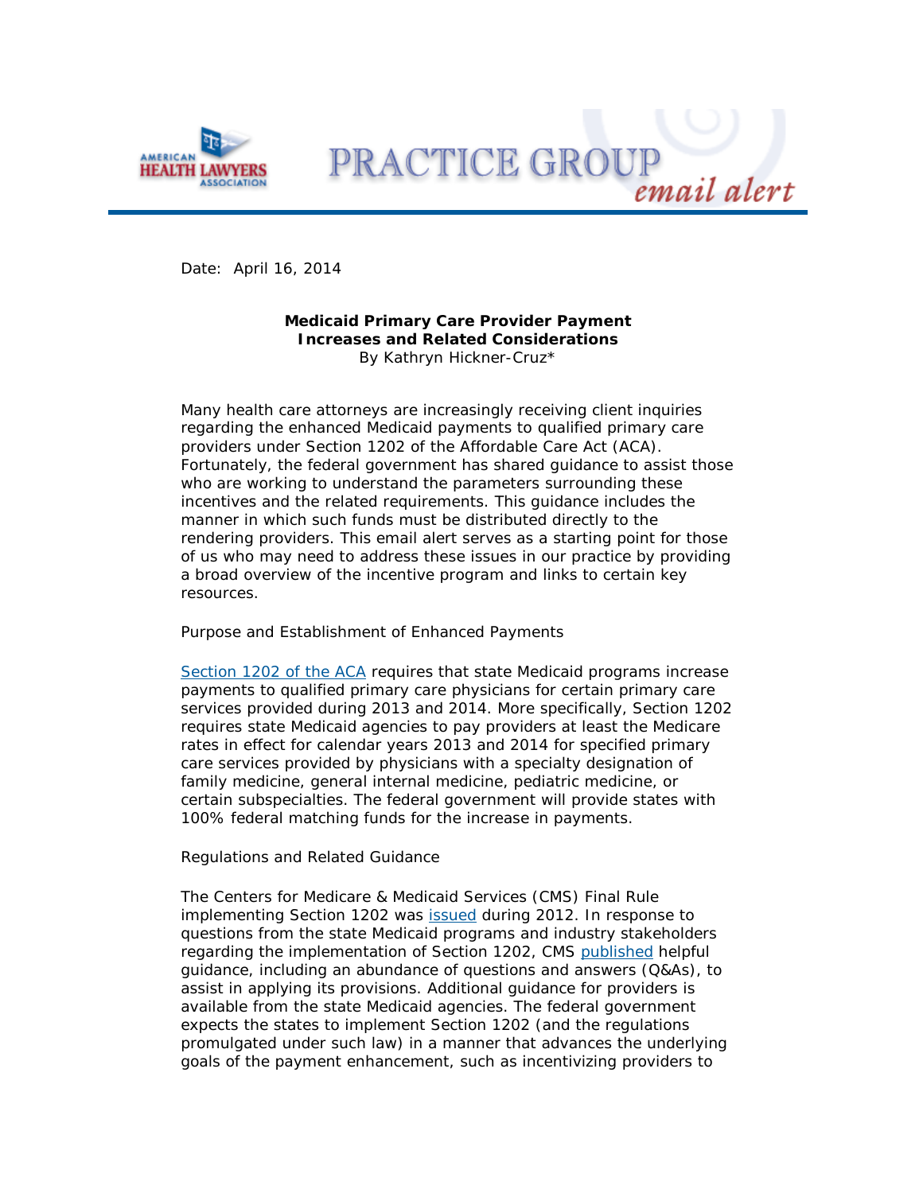Date: April 16, 2014

**Medicaid Primary Care Provider Payment Increases and Related Considerations**
By Kathryn Hickner-Cruz*

Many health care attorneys are increasingly receiving client inquiries regarding the enhanced Medicaid payments to qualified primary care providers under Section 1202 of the Affordable Care Act (ACA). Fortunately, the federal government has shared guidance to assist those who are working to understand the parameters surrounding these incentives and the related requirements. This guidance includes the manner in which such funds must be distributed directly to the rendering providers. This email alert serves as a starting point for those of us who may need to address these issues in our practice by providing a broad overview of the incentive program and links to certain key resources.

Purpose and Establishment of Enhanced Payments

Section 1202 of the ACA requires that state Medicaid programs increase payments to qualified primary care physicians for certain primary care services provided during 2013 and 2014. More specifically, Section 1202 requires state Medicaid agencies to pay providers at least the Medicare rates in effect for calendar years 2013 and 2014 for specified primary care services provided by physicians with a specialty designation of family medicine, general internal medicine, pediatric medicine, or certain subspecialties. The federal government will provide states with 100% federal matching funds for the increase in payments.

Regulations and Related Guidance

The Centers for Medicare & Medicaid Services (CMS) Final Rule implementing Section 1202 was issued during 2012. In response to questions from the state Medicaid programs and industry stakeholders regarding the implementation of Section 1202, CMS published helpful guidance, including an abundance of questions and answers (Q&As), to assist in applying its provisions. Additional guidance for providers is available from the state Medicaid agencies. The federal government expects the states to implement Section 1202 (and the regulations promulgated under such law) in a manner that advances the underlying goals of the payment enhancement, such as incentivizing providers to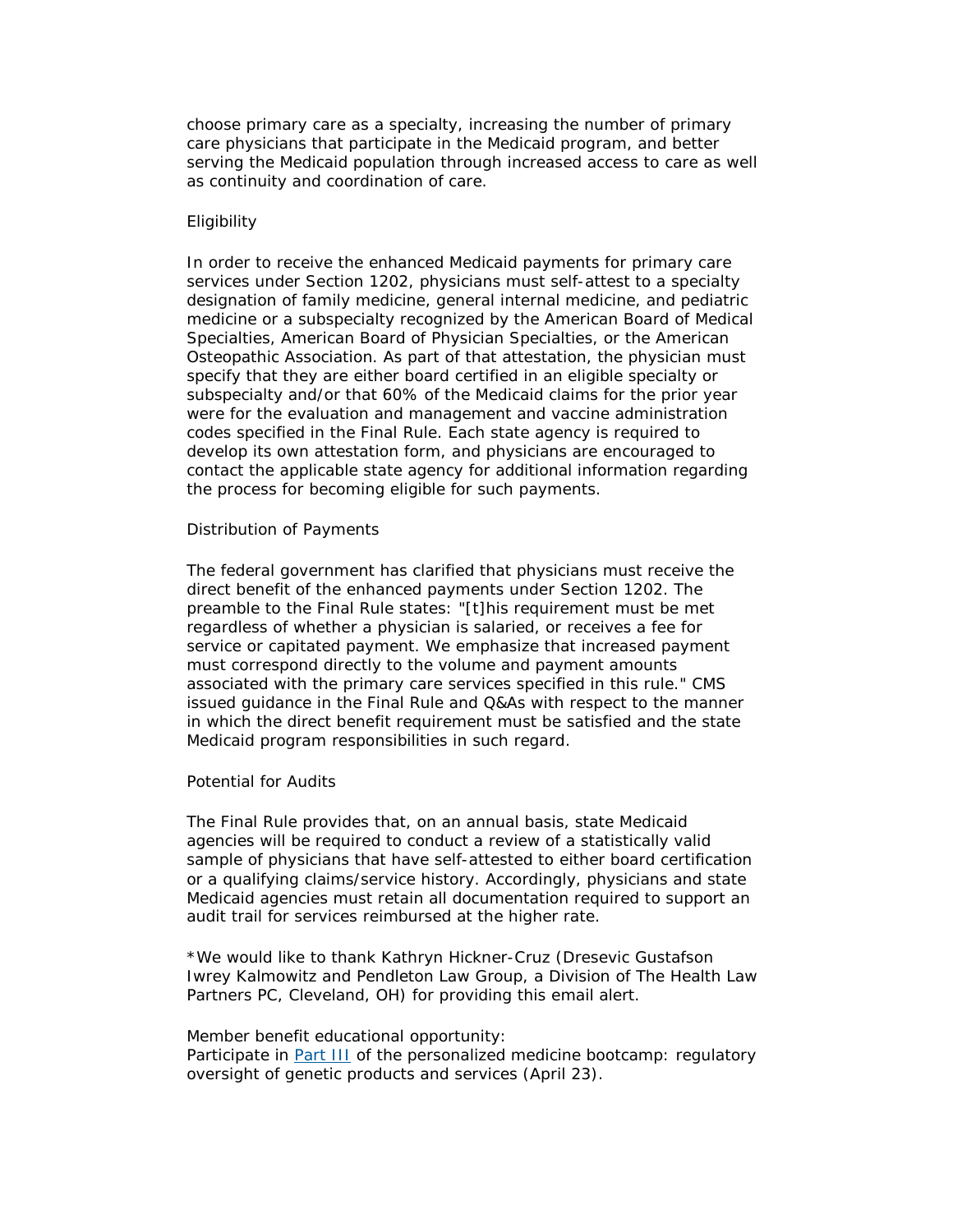choose primary care as a specialty, increasing the number of primary care physicians that participate in the Medicaid program, and better serving the Medicaid population through increased access to care as well as continuity and coordination of care.

Eligibility

In order to receive the enhanced Medicaid payments for primary care services under Section 1202, physicians must self-attest to a specialty designation of family medicine, general internal medicine, and pediatric medicine or a subspecialty recognized by the American Board of Medical Specialties, American Board of Physician Specialties, or the American Osteopathic Association. As part of that attestation, the physician must specify that they are either board certified in an eligible specialty or subspecialty and/or that 60% of the Medicaid claims for the prior year were for the evaluation and management and vaccine administration codes specified in the Final Rule. Each state agency is required to develop its own attestation form, and physicians are encouraged to contact the applicable state agency for additional information regarding the process for becoming eligible for such payments.

Distribution of Payments

The federal government has clarified that physicians must receive the direct benefit of the enhanced payments under Section 1202. The preamble to the Final Rule states: "[t]his requirement must be met regardless of whether a physician is salaried, or receives a fee for service or capitated payment. We emphasize that increased payment must correspond directly to the volume and payment amounts associated with the primary care services specified in this rule." CMS issued guidance in the Final Rule and Q&As with respect to the manner in which the direct benefit requirement must be satisfied and the state Medicaid program responsibilities in such regard.

Potential for Audits

The Final Rule provides that, on an annual basis, state Medicaid agencies will be required to conduct a review of a statistically valid sample of physicians that have self-attested to either board certification or a qualifying claims/service history. Accordingly, physicians and state Medicaid agencies must retain all documentation required to support an audit trail for services reimbursed at the higher rate.

*We would like to thank Kathryn Hickner-Cruz (Dresevic Gustafson Iwrey Kalmowitz and Pendleton Law Group, a Division of The Health Law Partners PC, Cleveland, OH) for providing this email alert.

Member benefit educational opportunity:
Participate in Part III of the personalized medicine bootcamp: regulatory oversight of genetic products and services (April 23).